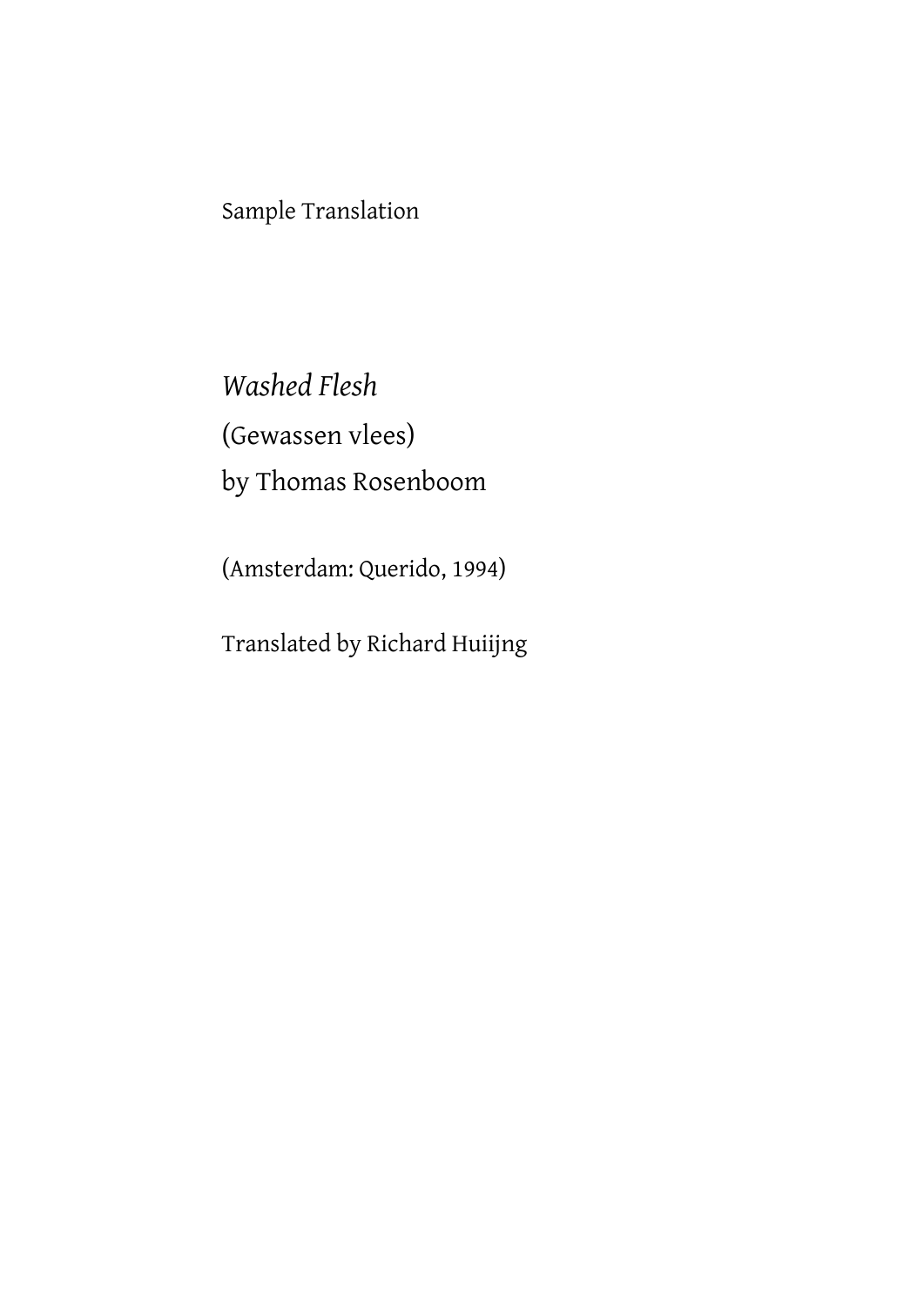Sample Translation

*Washed Flesh*

(Gewassen vlees)

by Thomas Rosenboom

(Amsterdam: Querido, 1994)

Translated by Richard Huijing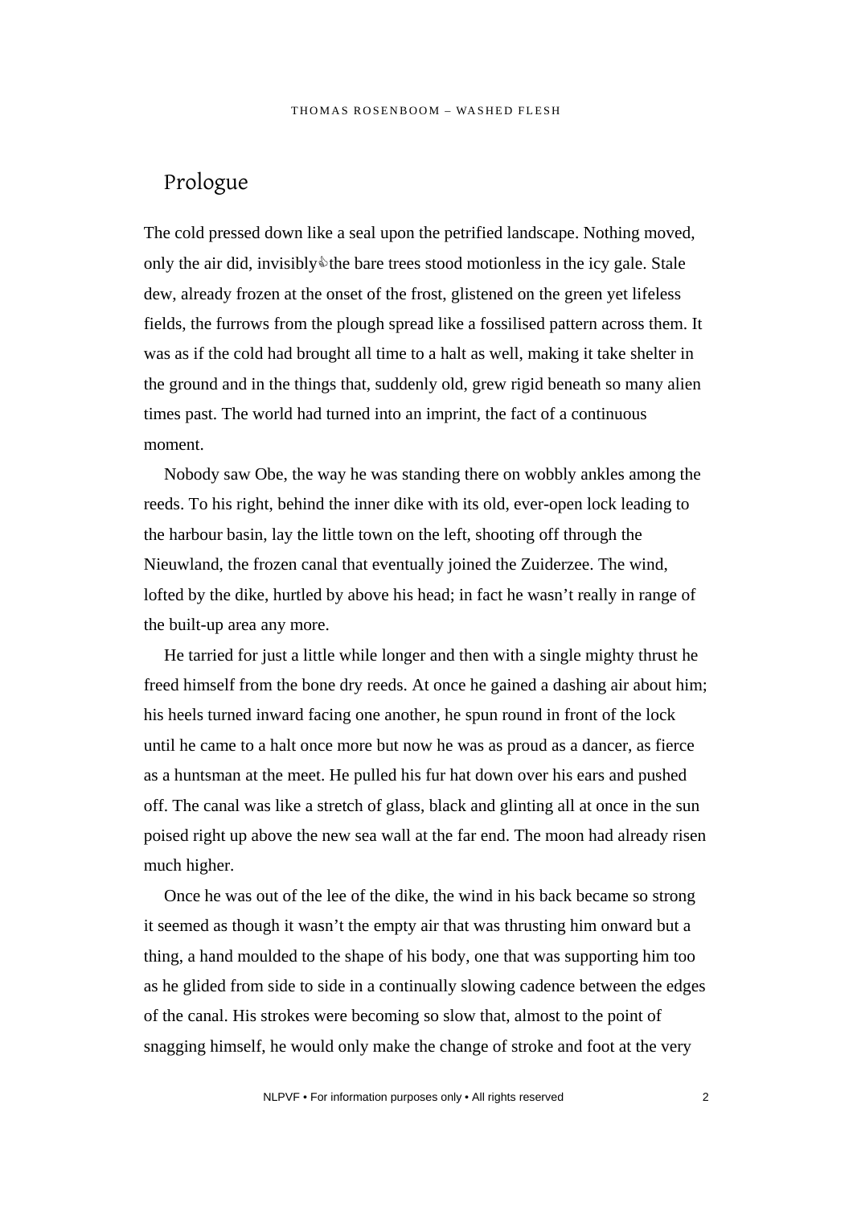## Prologue

The cold pressed down like a seal upon the petrified landscape. Nothing moved, only the air did, invisibly✎the bare trees stood motionless in the icy gale. Stale dew, already frozen at the onset of the frost, glistened on the green yet lifeless fields, the furrows from the plough spread like a fossilised pattern across them. It was as if the cold had brought all time to a halt as well, making it take shelter in the ground and in the things that, suddenly old, grew rigid beneath so many alien times past. The world had turned into an imprint, the fact of a continuous moment.

Nobody saw Obe, the way he was standing there on wobbly ankles among the reeds. To his right, behind the inner dike with its old, ever-open lock leading to the harbour basin, lay the little town on the left, shooting off through the Nieuwland, the frozen canal that eventually joined the Zuiderzee. The wind, lofted by the dike, hurtled by above his head; in fact he wasn't really in range of the built-up area any more.

He tarried for just a little while longer and then with a single mighty thrust he freed himself from the bone dry reeds. At once he gained a dashing air about him; his heels turned inward facing one another, he spun round in front of the lock until he came to a halt once more but now he was as proud as a dancer, as fierce as a huntsman at the meet. He pulled his fur hat down over his ears and pushed off. The canal was like a stretch of glass, black and glinting all at once in the sun poised right up above the new sea wall at the far end. The moon had already risen much higher.

Once he was out of the lee of the dike, the wind in his back became so strong it seemed as though it wasn't the empty air that was thrusting him onward but a thing, a hand moulded to the shape of his body, one that was supporting him too as he glided from side to side in a continually slowing cadence between the edges of the canal. His strokes were becoming so slow that, almost to the point of snagging himself, he would only make the change of stroke and foot at the very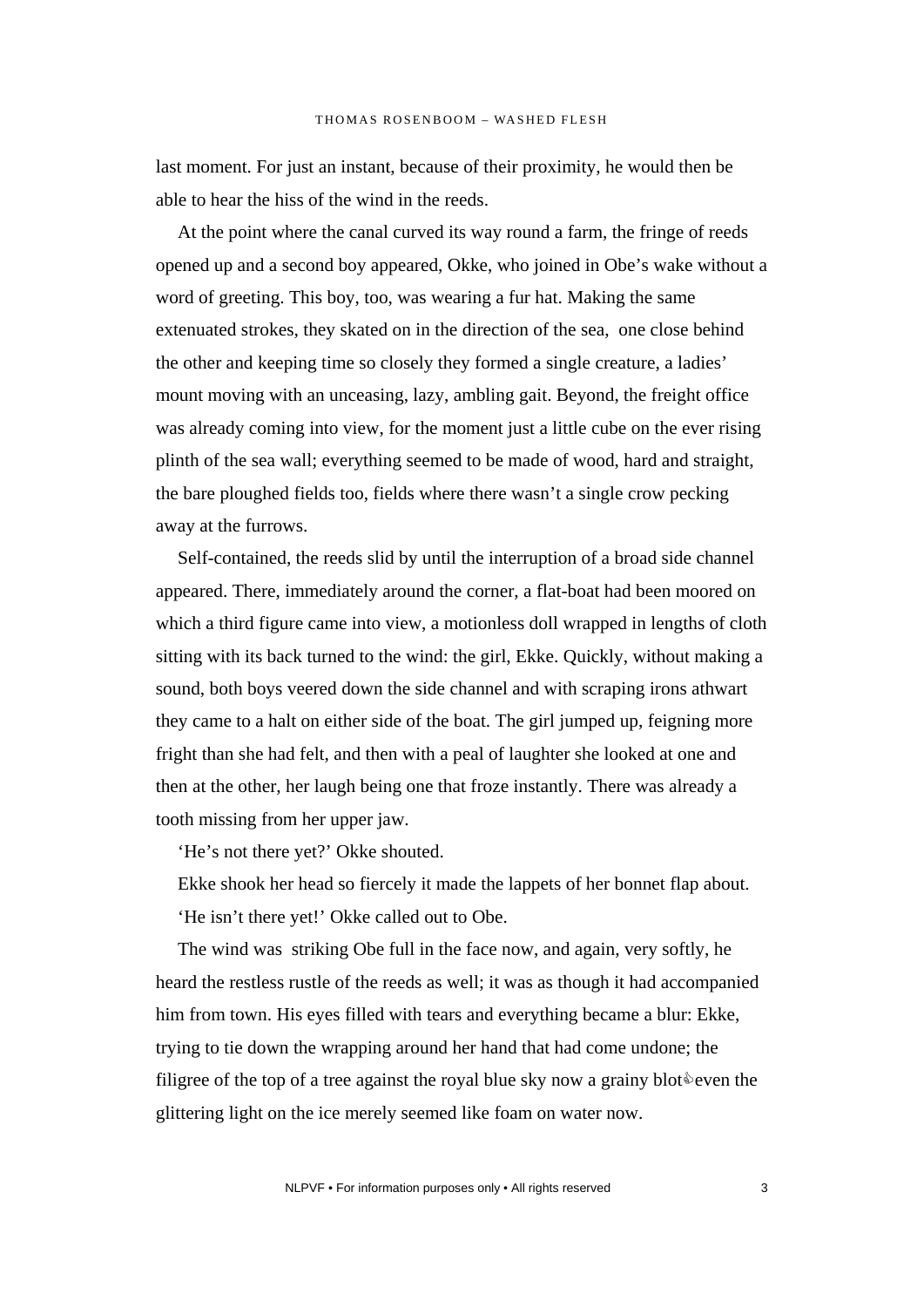last moment. For just an instant, because of their proximity, he would then be able to hear the hiss of the wind in the reeds.

At the point where the canal curved its way round a farm, the fringe of reeds opened up and a second boy appeared, Okke, who joined in Obe's wake without a word of greeting. This boy, too, was wearing a fur hat. Making the same extenuated strokes, they skated on in the direction of the sea, one close behind the other and keeping time so closely they formed a single creature, a ladies' mount moving with an unceasing, lazy, ambling gait. Beyond, the freight office was already coming into view, for the moment just a little cube on the ever rising plinth of the sea wall; everything seemed to be made of wood, hard and straight, the bare ploughed fields too, fields where there wasn't a single crow pecking away at the furrows.

Self-contained, the reeds slid by until the interruption of a broad side channel appeared. There, immediately around the corner, a flat-boat had been moored on which a third figure came into view, a motionless doll wrapped in lengths of cloth sitting with its back turned to the wind: the girl, Ekke. Quickly, without making a sound, both boys veered down the side channel and with scraping irons athwart they came to a halt on either side of the boat. The girl jumped up, feigning more fright than she had felt, and then with a peal of laughter she looked at one and then at the other, her laugh being one that froze instantly. There was already a tooth missing from her upper jaw.

'He's not there yet?' Okke shouted.

Ekke shook her head so fiercely it made the lappets of her bonnet flap about.

'He isn't there yet!' Okke called out to Obe.

The wind was striking Obe full in the face now, and again, very softly, he heard the restless rustle of the reeds as well; it was as though it had accompanied him from town. His eyes filled with tears and everything became a blur: Ekke, trying to tie down the wrapping around her hand that had come undone; the filigree of the top of a tree against the royal blue sky now a grainy blot✎even the glittering light on the ice merely seemed like foam on water now.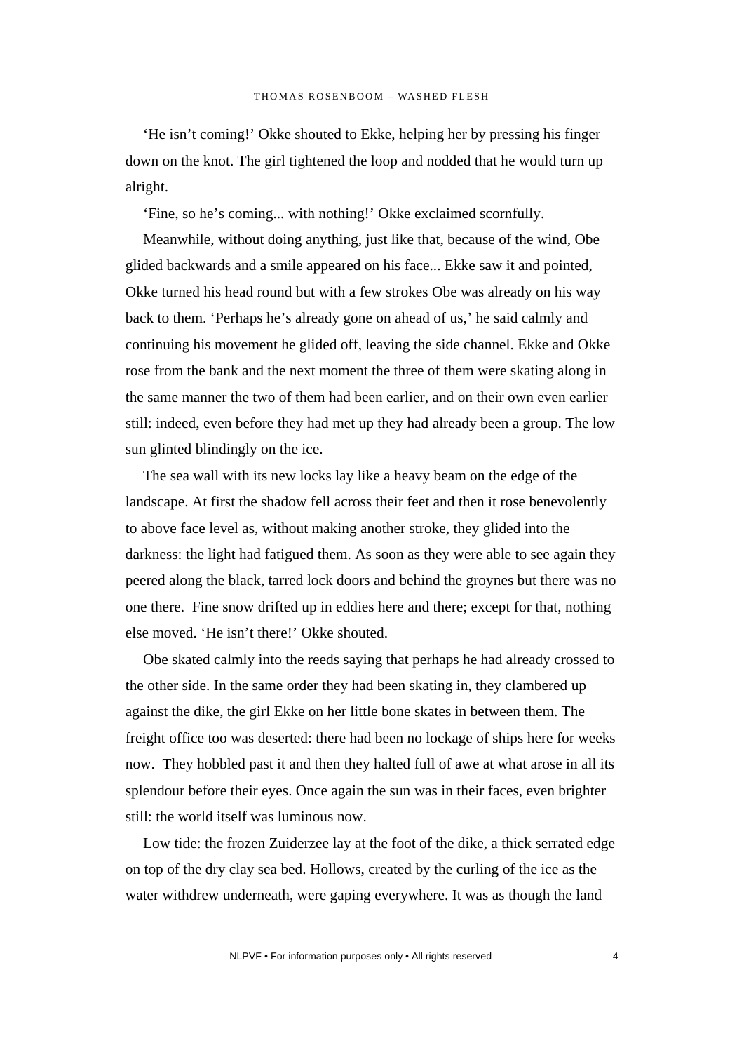'He isn't coming!' Okke shouted to Ekke, helping her by pressing his finger down on the knot. The girl tightened the loop and nodded that he would turn up alright.

'Fine, so he's coming... with nothing!' Okke exclaimed scornfully.

Meanwhile, without doing anything, just like that, because of the wind, Obe glided backwards and a smile appeared on his face... Ekke saw it and pointed, Okke turned his head round but with a few strokes Obe was already on his way back to them. 'Perhaps he's already gone on ahead of us,' he said calmly and continuing his movement he glided off, leaving the side channel. Ekke and Okke rose from the bank and the next moment the three of them were skating along in the same manner the two of them had been earlier, and on their own even earlier still: indeed, even before they had met up they had already been a group. The low sun glinted blindingly on the ice.

The sea wall with its new locks lay like a heavy beam on the edge of the landscape. At first the shadow fell across their feet and then it rose benevolently to above face level as, without making another stroke, they glided into the darkness: the light had fatigued them. As soon as they were able to see again they peered along the black, tarred lock doors and behind the groynes but there was no one there. Fine snow drifted up in eddies here and there; except for that, nothing else moved. 'He isn't there!' Okke shouted.

Obe skated calmly into the reeds saying that perhaps he had already crossed to the other side. In the same order they had been skating in, they clambered up against the dike, the girl Ekke on her little bone skates in between them. The freight office too was deserted: there had been no lockage of ships here for weeks now. They hobbled past it and then they halted full of awe at what arose in all its splendour before their eyes. Once again the sun was in their faces, even brighter still: the world itself was luminous now.

Low tide: the frozen Zuiderzee lay at the foot of the dike, a thick serrated edge on top of the dry clay sea bed. Hollows, created by the curling of the ice as the water withdrew underneath, were gaping everywhere. It was as though the land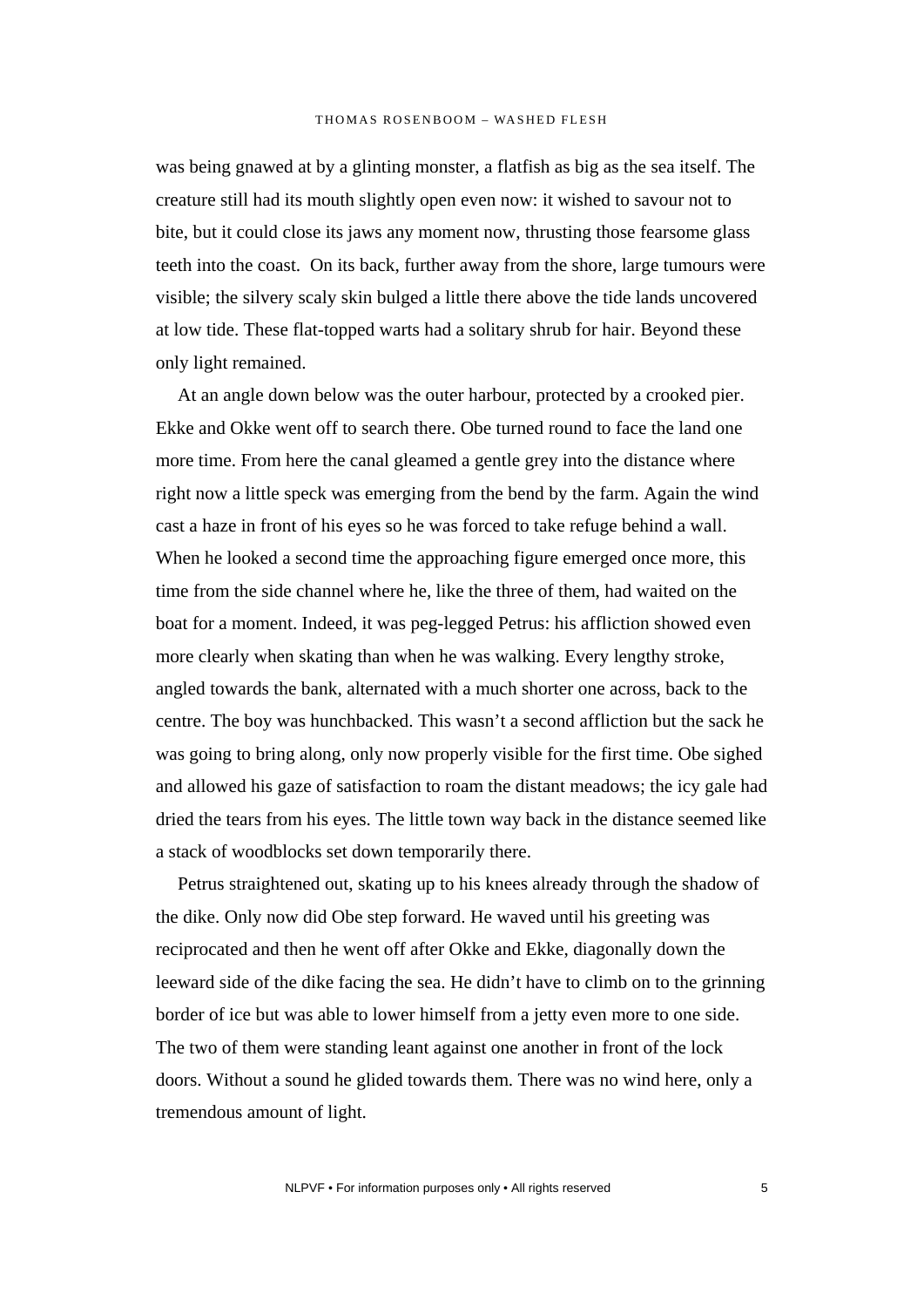was being gnawed at by a glinting monster, a flatfish as big as the sea itself. The creature still had its mouth slightly open even now: it wished to savour not to bite, but it could close its jaws any moment now, thrusting those fearsome glass teeth into the coast.  On its back, further away from the shore, large tumours were visible; the silvery scaly skin bulged a little there above the tide lands uncovered at low tide. These flat-topped warts had a solitary shrub for hair. Beyond these only light remained.

At an angle down below was the outer harbour, protected by a crooked pier. Ekke and Okke went off to search there. Obe turned round to face the land one more time. From here the canal gleamed a gentle grey into the distance where right now a little speck was emerging from the bend by the farm. Again the wind cast a haze in front of his eyes so he was forced to take refuge behind a wall. When he looked a second time the approaching figure emerged once more, this time from the side channel where he, like the three of them, had waited on the boat for a moment. Indeed, it was peg-legged Petrus: his affliction showed even more clearly when skating than when he was walking. Every lengthy stroke, angled towards the bank, alternated with a much shorter one across, back to the centre. The boy was hunchbacked. This wasn't a second affliction but the sack he was going to bring along, only now properly visible for the first time. Obe sighed and allowed his gaze of satisfaction to roam the distant meadows; the icy gale had dried the tears from his eyes. The little town way back in the distance seemed like a stack of woodblocks set down temporarily there.

Petrus straightened out, skating up to his knees already through the shadow of the dike. Only now did Obe step forward. He waved until his greeting was reciprocated and then he went off after Okke and Ekke, diagonally down the leeward side of the dike facing the sea. He didn't have to climb on to the grinning border of ice but was able to lower himself from a jetty even more to one side. The two of them were standing leant against one another in front of the lock doors. Without a sound he glided towards them. There was no wind here, only a tremendous amount of light.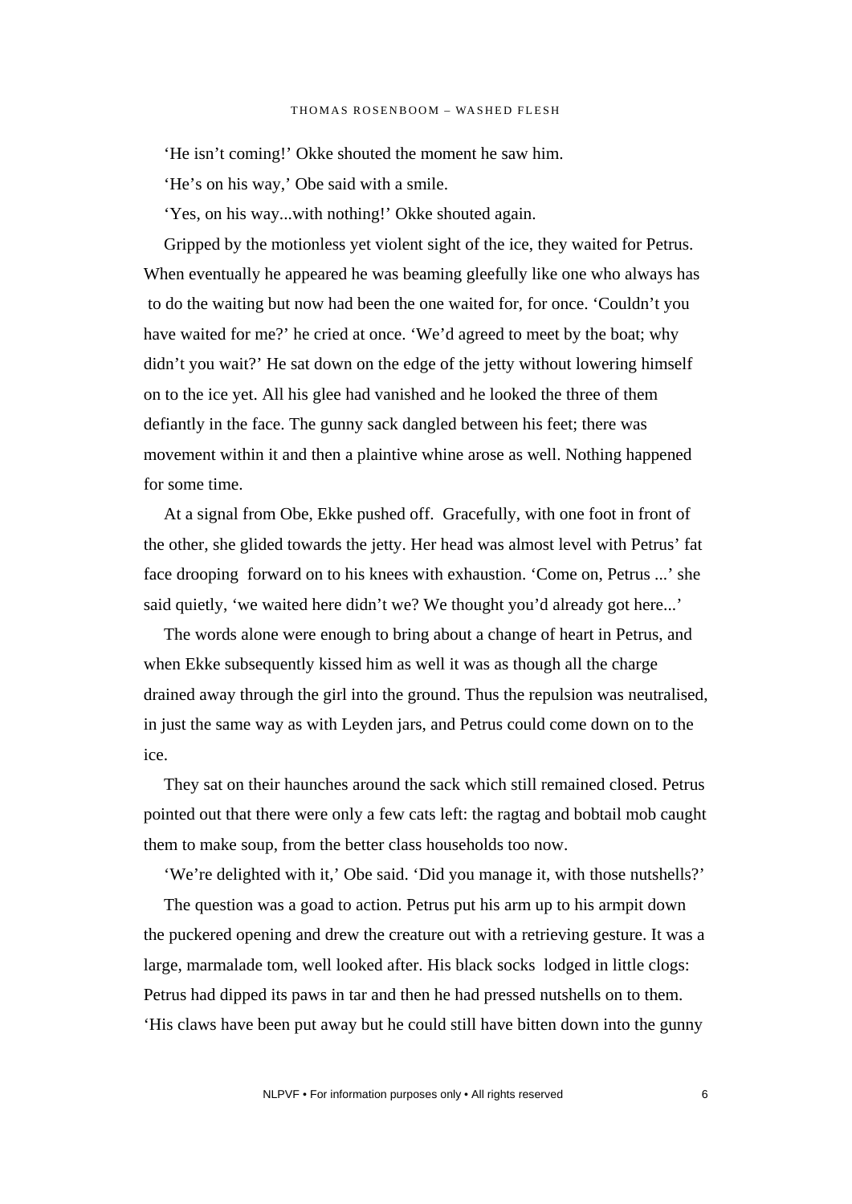'He isn't coming!' Okke shouted the moment he saw him.

'He's on his way,' Obe said with a smile.

'Yes, on his way...with nothing!' Okke shouted again.

Gripped by the motionless yet violent sight of the ice, they waited for Petrus. When eventually he appeared he was beaming gleefully like one who always has to do the waiting but now had been the one waited for, for once. 'Couldn't you have waited for me?' he cried at once. 'We'd agreed to meet by the boat; why didn't you wait?' He sat down on the edge of the jetty without lowering himself on to the ice yet. All his glee had vanished and he looked the three of them defiantly in the face. The gunny sack dangled between his feet; there was movement within it and then a plaintive whine arose as well. Nothing happened for some time.

At a signal from Obe, Ekke pushed off. Gracefully, with one foot in front of the other, she glided towards the jetty. Her head was almost level with Petrus' fat face drooping forward on to his knees with exhaustion. 'Come on, Petrus ...' she said quietly, 'we waited here didn't we? We thought you'd already got here...'

The words alone were enough to bring about a change of heart in Petrus, and when Ekke subsequently kissed him as well it was as though all the charge drained away through the girl into the ground. Thus the repulsion was neutralised, in just the same way as with Leyden jars, and Petrus could come down on to the ice.

They sat on their haunches around the sack which still remained closed. Petrus pointed out that there were only a few cats left: the ragtag and bobtail mob caught them to make soup, from the better class households too now.

'We're delighted with it,' Obe said. 'Did you manage it, with those nutshells?'

The question was a goad to action. Petrus put his arm up to his armpit down the puckered opening and drew the creature out with a retrieving gesture. It was a large, marmalade tom, well looked after. His black socks lodged in little clogs: Petrus had dipped its paws in tar and then he had pressed nutshells on to them. 'His claws have been put away but he could still have bitten down into the gunny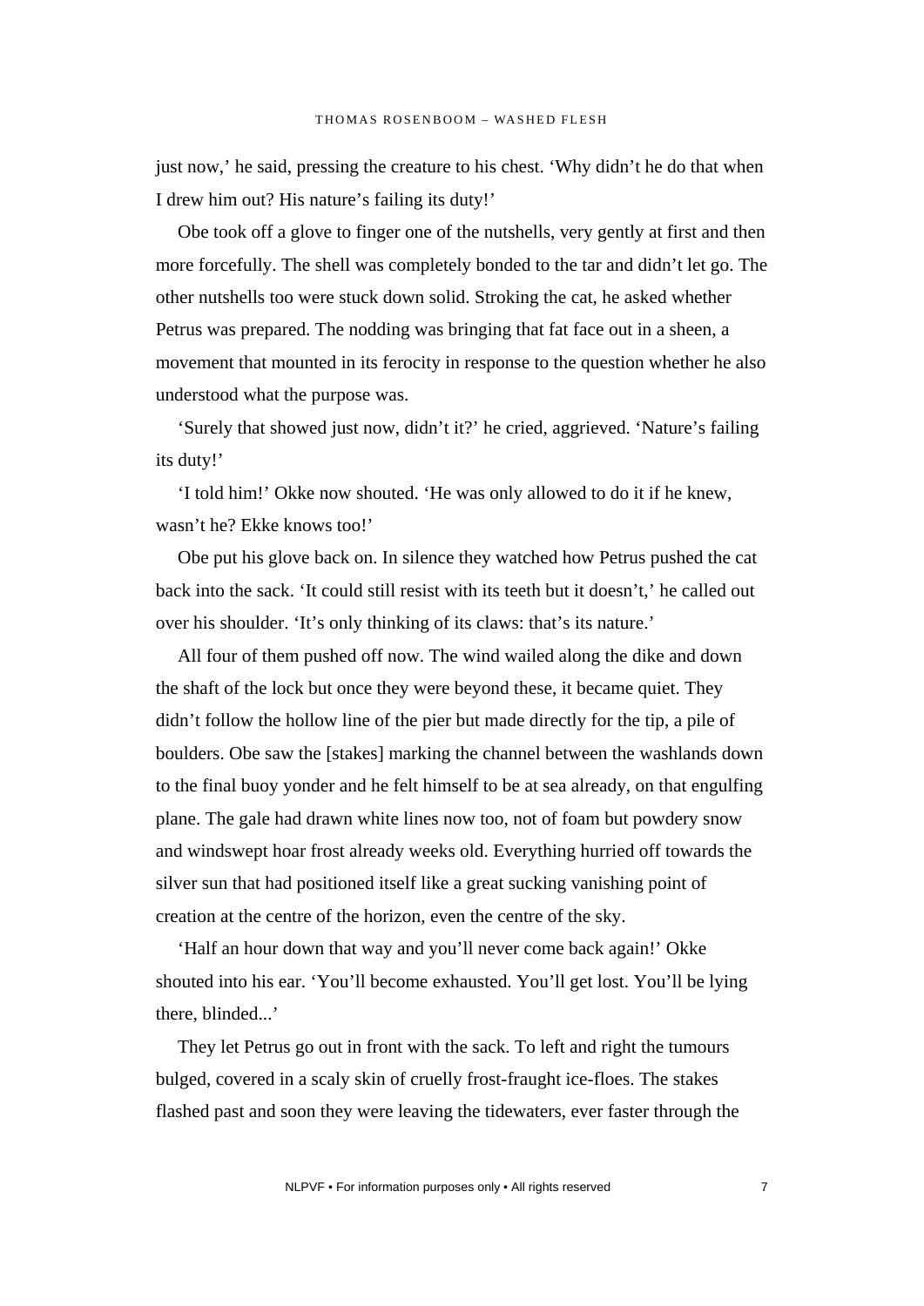just now,' he said, pressing the creature to his chest. 'Why didn't he do that when I drew him out? His nature's failing its duty!'

Obe took off a glove to finger one of the nutshells, very gently at first and then more forcefully. The shell was completely bonded to the tar and didn't let go. The other nutshells too were stuck down solid. Stroking the cat, he asked whether Petrus was prepared. The nodding was bringing that fat face out in a sheen, a movement that mounted in its ferocity in response to the question whether he also understood what the purpose was.

'Surely that showed just now, didn't it?' he cried, aggrieved. 'Nature's failing its duty!'

'I told him!' Okke now shouted. 'He was only allowed to do it if he knew, wasn't he? Ekke knows too!'

Obe put his glove back on. In silence they watched how Petrus pushed the cat back into the sack. 'It could still resist with its teeth but it doesn't,' he called out over his shoulder. 'It's only thinking of its claws: that's its nature.'

All four of them pushed off now. The wind wailed along the dike and down the shaft of the lock but once they were beyond these, it became quiet. They didn't follow the hollow line of the pier but made directly for the tip, a pile of boulders. Obe saw the [stakes] marking the channel between the washlands down to the final buoy yonder and he felt himself to be at sea already, on that engulfing plane. The gale had drawn white lines now too, not of foam but powdery snow and windswept hoar frost already weeks old. Everything hurried off towards the silver sun that had positioned itself like a great sucking vanishing point of creation at the centre of the horizon, even the centre of the sky.

'Half an hour down that way and you'll never come back again!' Okke shouted into his ear. 'You'll become exhausted. You'll get lost. You'll be lying there, blinded...'

They let Petrus go out in front with the sack. To left and right the tumours bulged, covered in a scaly skin of cruelly frost-fraught ice-floes. The stakes flashed past and soon they were leaving the tidewaters, ever faster through the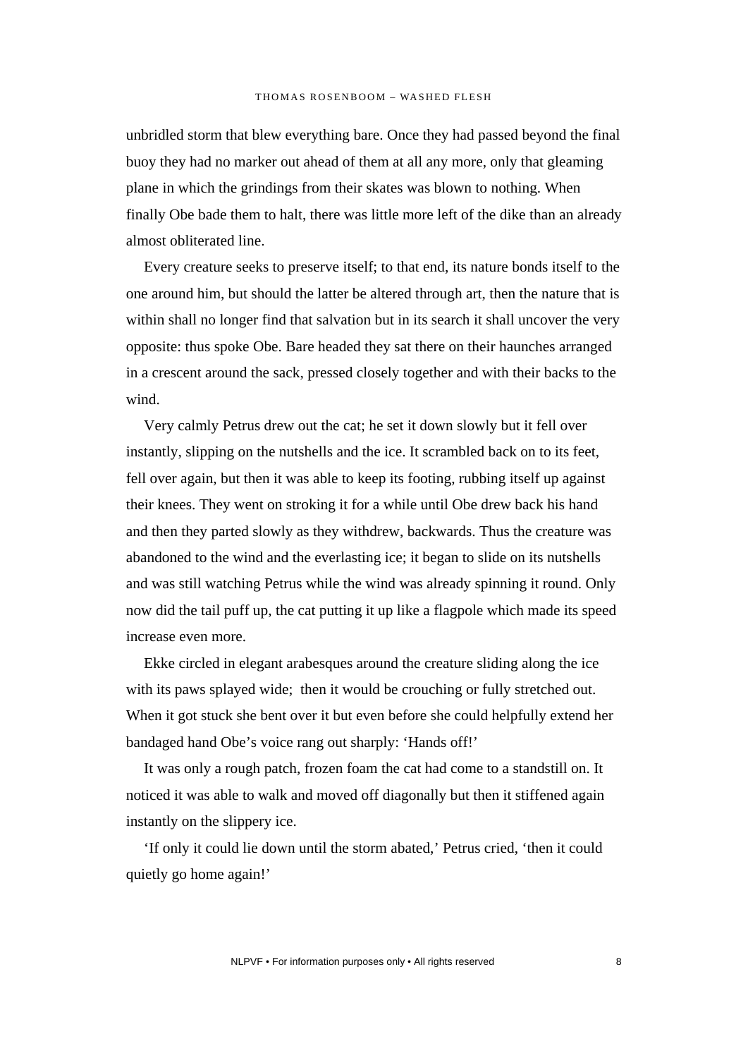unbridled storm that blew everything bare. Once they had passed beyond the final buoy they had no marker out ahead of them at all any more, only that gleaming plane in which the grindings from their skates was blown to nothing. When finally Obe bade them to halt, there was little more left of the dike than an already almost obliterated line.

Every creature seeks to preserve itself; to that end, its nature bonds itself to the one around him, but should the latter be altered through art, then the nature that is within shall no longer find that salvation but in its search it shall uncover the very opposite: thus spoke Obe. Bare headed they sat there on their haunches arranged in a crescent around the sack, pressed closely together and with their backs to the wind.

Very calmly Petrus drew out the cat; he set it down slowly but it fell over instantly, slipping on the nutshells and the ice. It scrambled back on to its feet, fell over again, but then it was able to keep its footing, rubbing itself up against their knees. They went on stroking it for a while until Obe drew back his hand and then they parted slowly as they withdrew, backwards. Thus the creature was abandoned to the wind and the everlasting ice; it began to slide on its nutshells and was still watching Petrus while the wind was already spinning it round. Only now did the tail puff up, the cat putting it up like a flagpole which made its speed increase even more.

Ekke circled in elegant arabesques around the creature sliding along the ice with its paws splayed wide; then it would be crouching or fully stretched out. When it got stuck she bent over it but even before she could helpfully extend her bandaged hand Obe's voice rang out sharply: 'Hands off!'

It was only a rough patch, frozen foam the cat had come to a standstill on. It noticed it was able to walk and moved off diagonally but then it stiffened again instantly on the slippery ice.

'If only it could lie down until the storm abated,' Petrus cried, 'then it could quietly go home again!'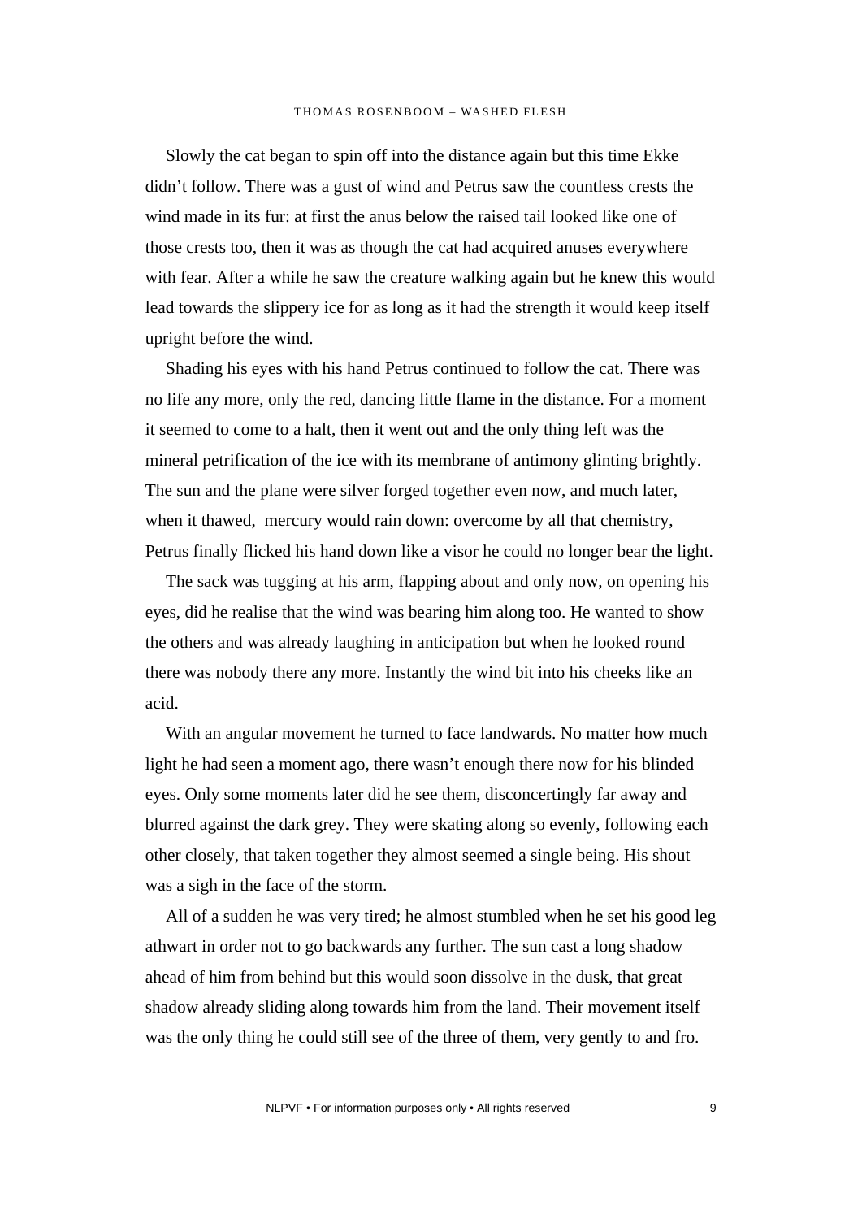Slowly the cat began to spin off into the distance again but this time Ekke didn't follow. There was a gust of wind and Petrus saw the countless crests the wind made in its fur: at first the anus below the raised tail looked like one of those crests too, then it was as though the cat had acquired anuses everywhere with fear. After a while he saw the creature walking again but he knew this would lead towards the slippery ice for as long as it had the strength it would keep itself upright before the wind.

Shading his eyes with his hand Petrus continued to follow the cat. There was no life any more, only the red, dancing little flame in the distance. For a moment it seemed to come to a halt, then it went out and the only thing left was the mineral petrification of the ice with its membrane of antimony glinting brightly. The sun and the plane were silver forged together even now, and much later, when it thawed, mercury would rain down: overcome by all that chemistry, Petrus finally flicked his hand down like a visor he could no longer bear the light.

The sack was tugging at his arm, flapping about and only now, on opening his eyes, did he realise that the wind was bearing him along too. He wanted to show the others and was already laughing in anticipation but when he looked round there was nobody there any more. Instantly the wind bit into his cheeks like an acid.

With an angular movement he turned to face landwards. No matter how much light he had seen a moment ago, there wasn't enough there now for his blinded eyes. Only some moments later did he see them, disconcertingly far away and blurred against the dark grey. They were skating along so evenly, following each other closely, that taken together they almost seemed a single being. His shout was a sigh in the face of the storm.

All of a sudden he was very tired; he almost stumbled when he set his good leg athwart in order not to go backwards any further. The sun cast a long shadow ahead of him from behind but this would soon dissolve in the dusk, that great shadow already sliding along towards him from the land. Their movement itself was the only thing he could still see of the three of them, very gently to and fro.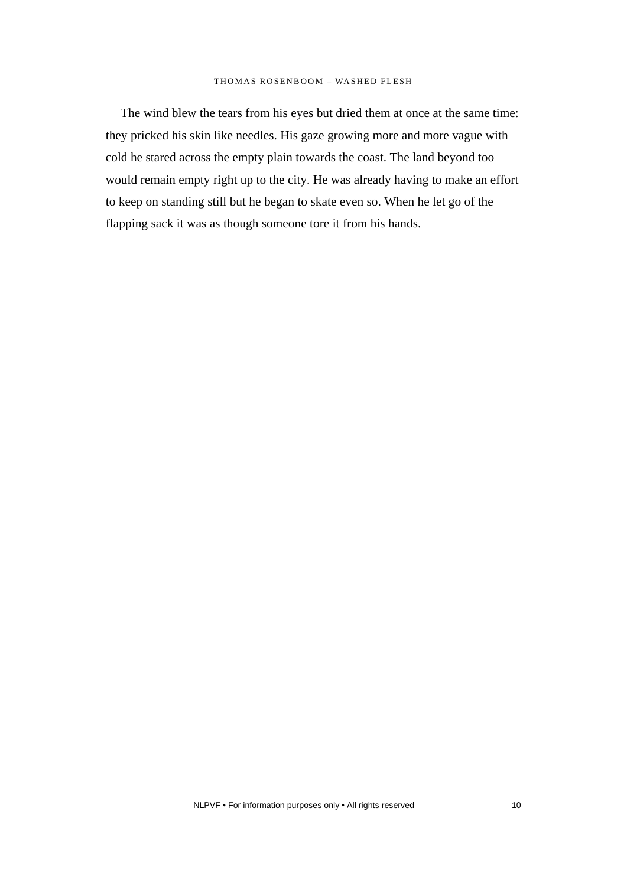The wind blew the tears from his eyes but dried them at once at the same time: they pricked his skin like needles. His gaze growing more and more vague with cold he stared across the empty plain towards the coast. The land beyond too would remain empty right up to the city. He was already having to make an effort to keep on standing still but he began to skate even so. When he let go of the flapping sack it was as though someone tore it from his hands.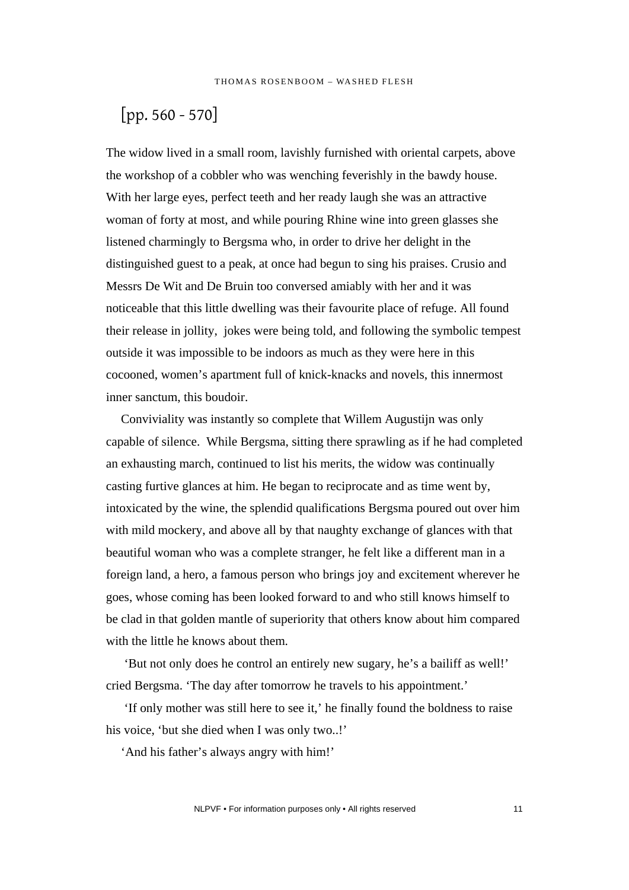[pp. 560 - 570]

The widow lived in a small room, lavishly furnished with oriental carpets, above the workshop of a cobbler who was wenching feverishly in the bawdy house. With her large eyes, perfect teeth and her ready laugh she was an attractive woman of forty at most, and while pouring Rhine wine into green glasses she listened charmingly to Bergsma who, in order to drive her delight in the distinguished guest to a peak, at once had begun to sing his praises. Crusio and Messrs De Wit and De Bruin too conversed amiably with her and it was noticeable that this little dwelling was their favourite place of refuge. All found their release in jollity, jokes were being told, and following the symbolic tempest outside it was impossible to be indoors as much as they were here in this cocooned, women's apartment full of knick-knacks and novels, this innermost inner sanctum, this boudoir.

Conviviality was instantly so complete that Willem Augustijn was only capable of silence. While Bergsma, sitting there sprawling as if he had completed an exhausting march, continued to list his merits, the widow was continually casting furtive glances at him. He began to reciprocate and as time went by, intoxicated by the wine, the splendid qualifications Bergsma poured out over him with mild mockery, and above all by that naughty exchange of glances with that beautiful woman who was a complete stranger, he felt like a different man in a foreign land, a hero, a famous person who brings joy and excitement wherever he goes, whose coming has been looked forward to and who still knows himself to be clad in that golden mantle of superiority that others know about him compared with the little he knows about them.

'But not only does he control an entirely new sugary, he's a bailiff as well!' cried Bergsma. 'The day after tomorrow he travels to his appointment.'

'If only mother was still here to see it,' he finally found the boldness to raise his voice, 'but she died when I was only two..!'

'And his father's always angry with him!'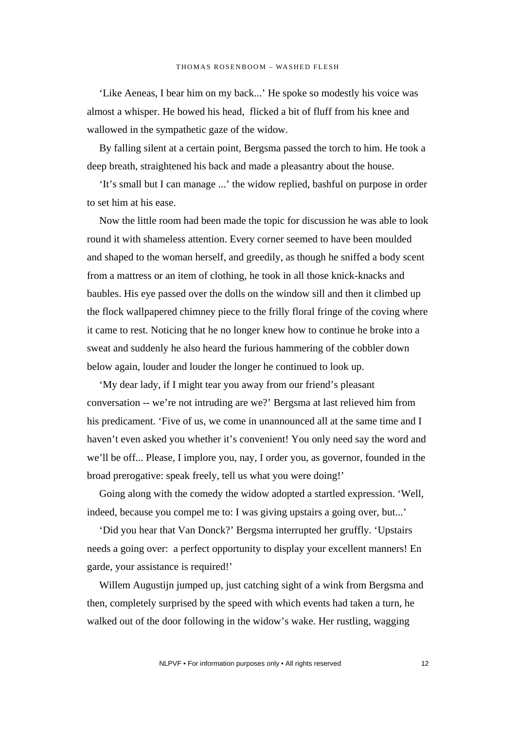‘Like Aeneas, I bear him on my back...’ He spoke so modestly his voice was almost a whisper. He bowed his head,  flicked a bit of fluff from his knee and wallowed in the sympathetic gaze of the widow.

By falling silent at a certain point, Bergsma passed the torch to him. He took a deep breath, straightened his back and made a pleasantry about the house.

‘It’s small but I can manage ...’ the widow replied, bashful on purpose in order to set him at his ease.

Now the little room had been made the topic for discussion he was able to look round it with shameless attention. Every corner seemed to have been moulded and shaped to the woman herself, and greedily, as though he sniffed a body scent from a mattress or an item of clothing, he took in all those knick-knacks and baubles. His eye passed over the dolls on the window sill and then it climbed up the flock wallpapered chimney piece to the frilly floral fringe of the coving where it came to rest. Noticing that he no longer knew how to continue he broke into a sweat and suddenly he also heard the furious hammering of the cobbler down below again, louder and louder the longer he continued to look up.

‘My dear lady, if I might tear you away from our friend’s pleasant conversation -- we’re not intruding are we?’ Bergsma at last relieved him from his predicament. ‘Five of us, we come in unannounced all at the same time and I haven’t even asked you whether it’s convenient! You only need say the word and we’ll be off... Please, I implore you, nay, I order you, as governor, founded in the broad prerogative: speak freely, tell us what you were doing!’

Going along with the comedy the widow adopted a startled expression. ‘Well, indeed, because you compel me to: I was giving upstairs a going over, but...’

‘Did you hear that Van Donck?’ Bergsma interrupted her gruffly. ‘Upstairs needs a going over:  a perfect opportunity to display your excellent manners! En garde, your assistance is required!’

Willem Augustijn jumped up, just catching sight of a wink from Bergsma and then, completely surprised by the speed with which events had taken a turn, he walked out of the door following in the widow’s wake. Her rustling, wagging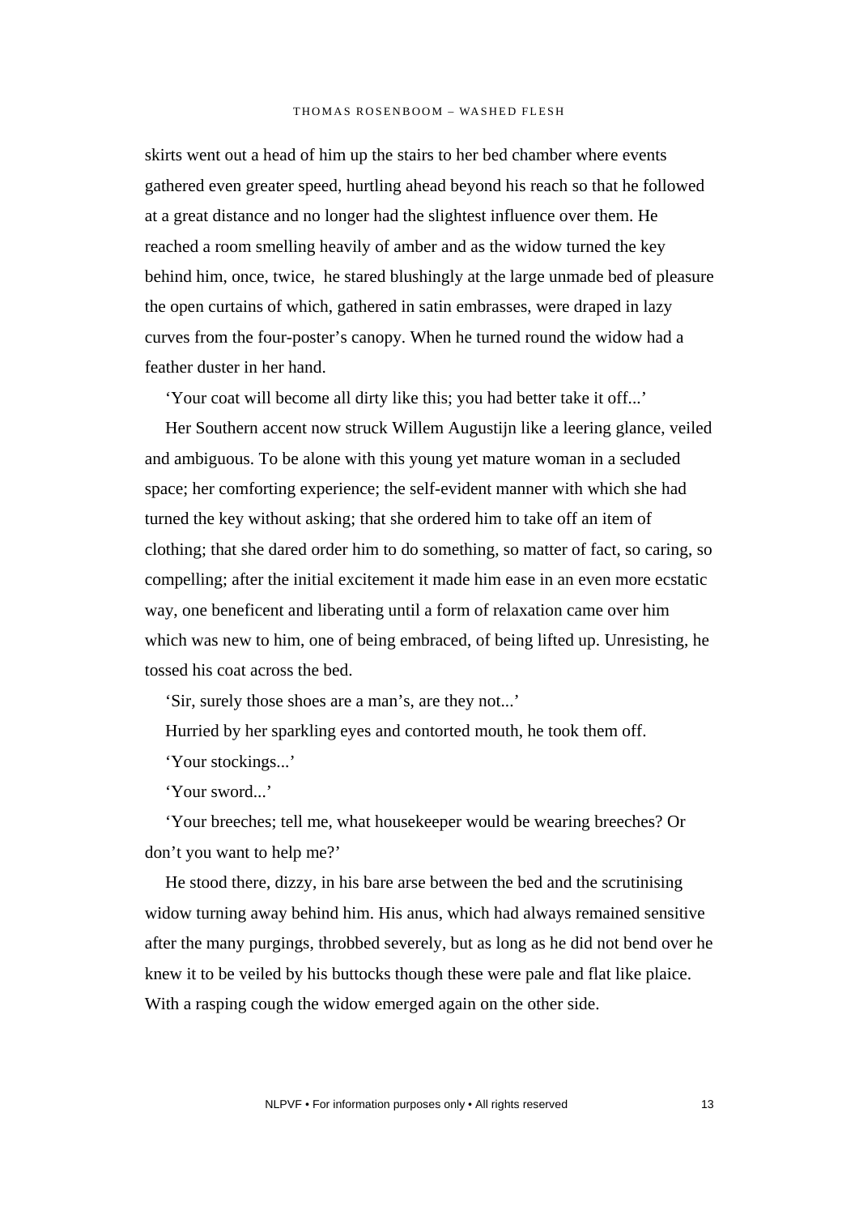skirts went out a head of him up the stairs to her bed chamber where events gathered even greater speed, hurtling ahead beyond his reach so that he followed at a great distance and no longer had the slightest influence over them. He reached a room smelling heavily of amber and as the widow turned the key behind him, once, twice, he stared blushingly at the large unmade bed of pleasure the open curtains of which, gathered in satin embrasses, were draped in lazy curves from the four-poster's canopy. When he turned round the widow had a feather duster in her hand.

'Your coat will become all dirty like this; you had better take it off...'

Her Southern accent now struck Willem Augustijn like a leering glance, veiled and ambiguous. To be alone with this young yet mature woman in a secluded space; her comforting experience; the self-evident manner with which she had turned the key without asking; that she ordered him to take off an item of clothing; that she dared order him to do something, so matter of fact, so caring, so compelling; after the initial excitement it made him ease in an even more ecstatic way, one beneficent and liberating until a form of relaxation came over him which was new to him, one of being embraced, of being lifted up. Unresisting, he tossed his coat across the bed.

'Sir, surely those shoes are a man's, are they not...'

Hurried by her sparkling eyes and contorted mouth, he took them off.

'Your stockings...'

'Your sword...'

'Your breeches; tell me, what housekeeper would be wearing breeches? Or don't you want to help me?'

He stood there, dizzy, in his bare arse between the bed and the scrutinising widow turning away behind him. His anus, which had always remained sensitive after the many purgings, throbbed severely, but as long as he did not bend over he knew it to be veiled by his buttocks though these were pale and flat like plaice. With a rasping cough the widow emerged again on the other side.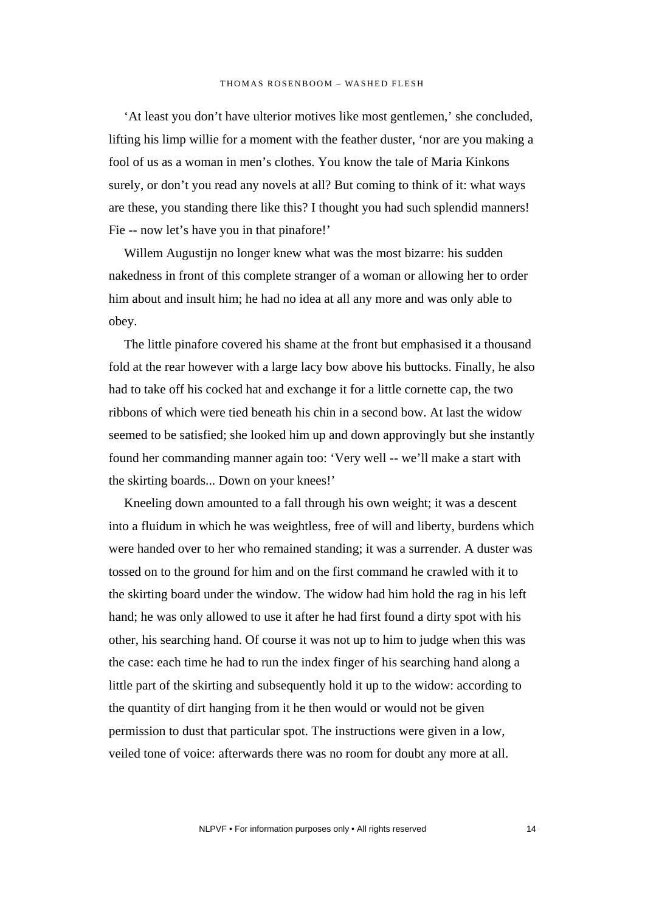'At least you don't have ulterior motives like most gentlemen,' she concluded, lifting his limp willie for a moment with the feather duster, 'nor are you making a fool of us as a woman in men's clothes. You know the tale of Maria Kinkons surely, or don't you read any novels at all? But coming to think of it: what ways are these, you standing there like this? I thought you had such splendid manners! Fie -- now let's have you in that pinafore!'

Willem Augustijn no longer knew what was the most bizarre: his sudden nakedness in front of this complete stranger of a woman or allowing her to order him about and insult him; he had no idea at all any more and was only able to obey.

The little pinafore covered his shame at the front but emphasised it a thousand fold at the rear however with a large lacy bow above his buttocks. Finally, he also had to take off his cocked hat and exchange it for a little cornette cap, the two ribbons of which were tied beneath his chin in a second bow. At last the widow seemed to be satisfied; she looked him up and down approvingly but she instantly found her commanding manner again too: 'Very well -- we'll make a start with the skirting boards... Down on your knees!'

Kneeling down amounted to a fall through his own weight; it was a descent into a fluidum in which he was weightless, free of will and liberty, burdens which were handed over to her who remained standing; it was a surrender. A duster was tossed on to the ground for him and on the first command he crawled with it to the skirting board under the window. The widow had him hold the rag in his left hand; he was only allowed to use it after he had first found a dirty spot with his other, his searching hand. Of course it was not up to him to judge when this was the case: each time he had to run the index finger of his searching hand along a little part of the skirting and subsequently hold it up to the widow: according to the quantity of dirt hanging from it he then would or would not be given permission to dust that particular spot. The instructions were given in a low, veiled tone of voice: afterwards there was no room for doubt any more at all.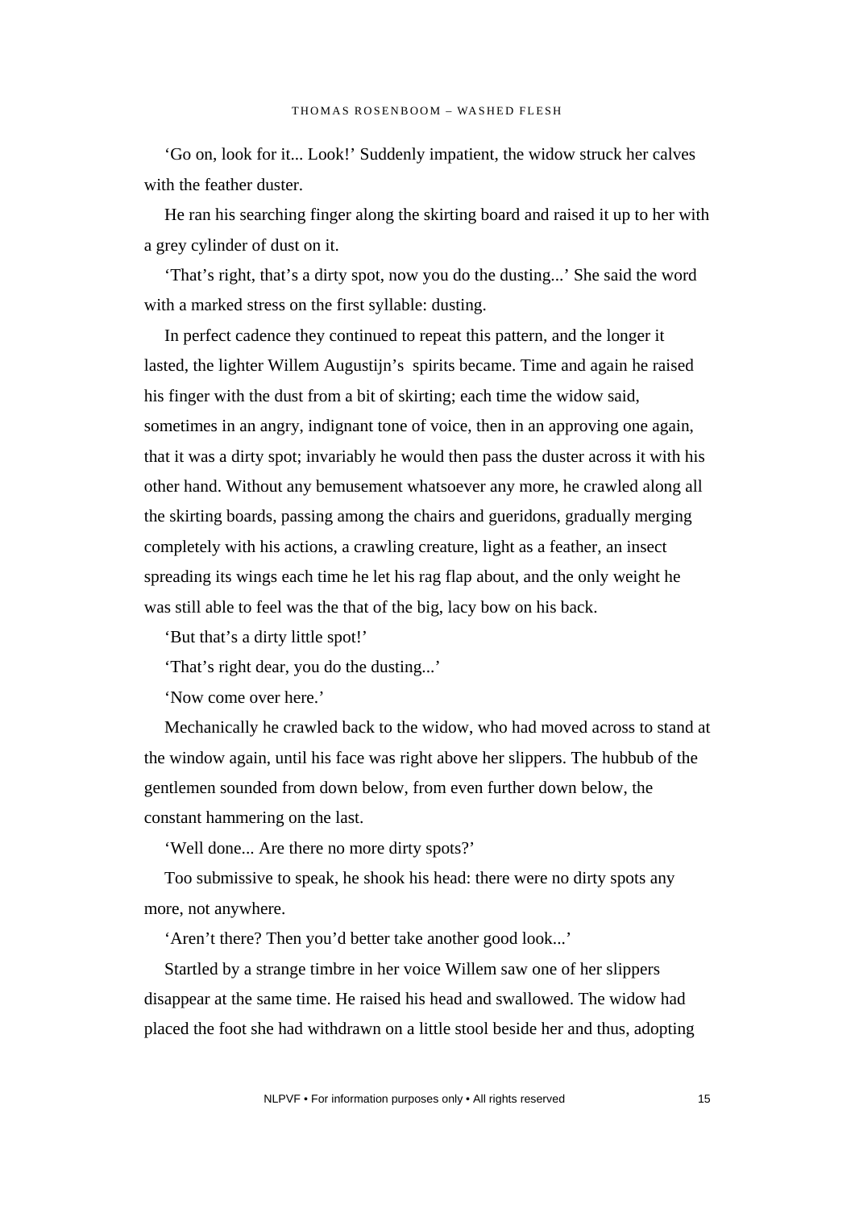‘Go on, look for it... Look!’ Suddenly impatient, the widow struck her calves with the feather duster.

He ran his searching finger along the skirting board and raised it up to her with a grey cylinder of dust on it.

‘That’s right, that’s a dirty spot, now you do the dusting...’ She said the word with a marked stress on the first syllable: dusting.

In perfect cadence they continued to repeat this pattern, and the longer it lasted, the lighter Willem Augustijn’s  spirits became. Time and again he raised his finger with the dust from a bit of skirting; each time the widow said, sometimes in an angry, indignant tone of voice, then in an approving one again, that it was a dirty spot; invariably he would then pass the duster across it with his other hand. Without any bemusement whatsoever any more, he crawled along all the skirting boards, passing among the chairs and gueridons, gradually merging completely with his actions, a crawling creature, light as a feather, an insect spreading its wings each time he let his rag flap about, and the only weight he was still able to feel was the that of the big, lacy bow on his back.

‘But that’s a dirty little spot!’

‘That’s right dear, you do the dusting...’

‘Now come over here.’

Mechanically he crawled back to the widow, who had moved across to stand at the window again, until his face was right above her slippers. The hubbub of the gentlemen sounded from down below, from even further down below, the constant hammering on the last.

‘Well done... Are there no more dirty spots?’

Too submissive to speak, he shook his head: there were no dirty spots any more, not anywhere.

‘Aren’t there? Then you’d better take another good look...’

Startled by a strange timbre in her voice Willem saw one of her slippers disappear at the same time. He raised his head and swallowed. The widow had placed the foot she had withdrawn on a little stool beside her and thus, adopting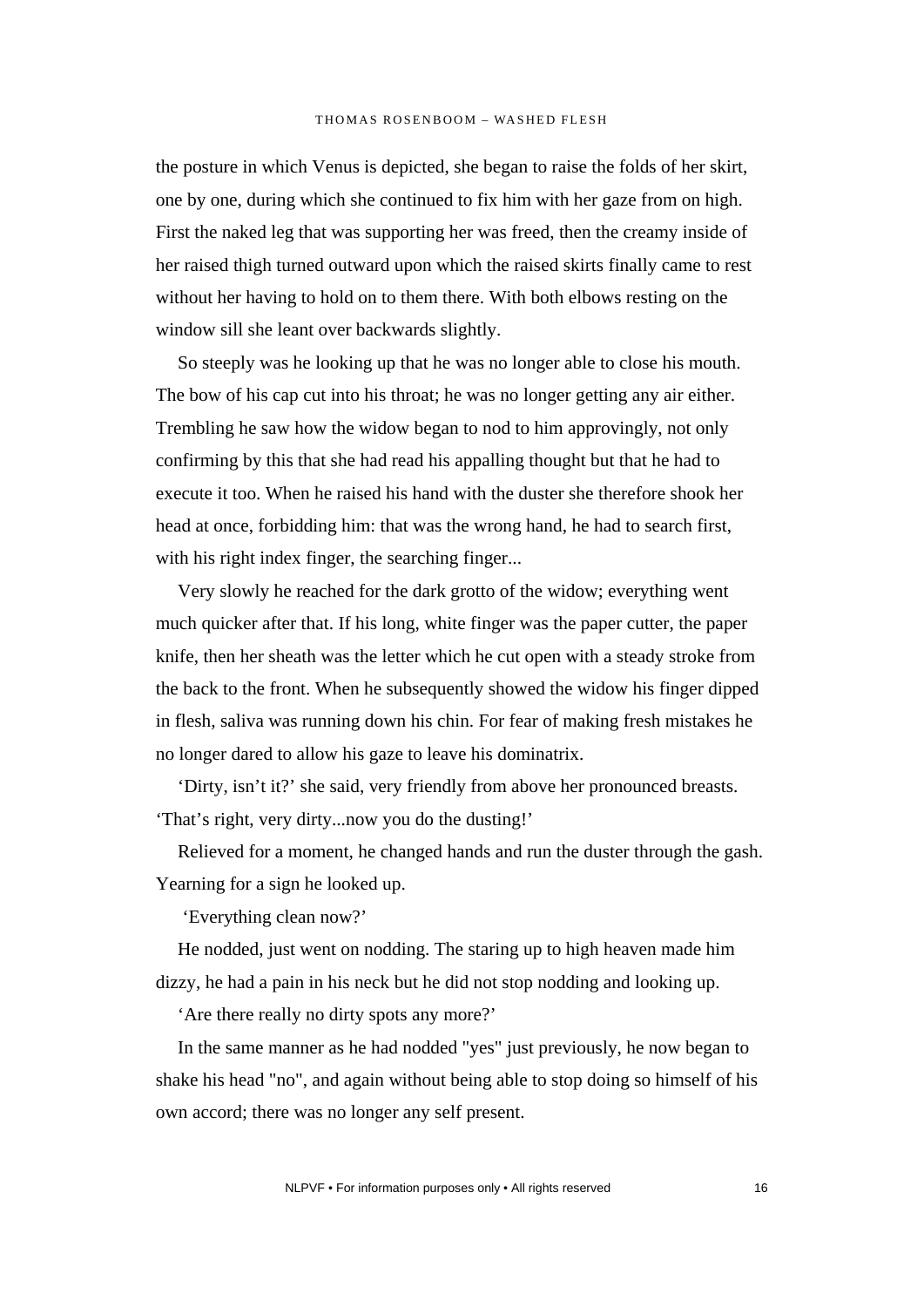the posture in which Venus is depicted, she began to raise the folds of her skirt, one by one, during which she continued to fix him with her gaze from on high. First the naked leg that was supporting her was freed, then the creamy inside of her raised thigh turned outward upon which the raised skirts finally came to rest without her having to hold on to them there. With both elbows resting on the window sill she leant over backwards slightly.

So steeply was he looking up that he was no longer able to close his mouth. The bow of his cap cut into his throat; he was no longer getting any air either. Trembling he saw how the widow began to nod to him approvingly, not only confirming by this that she had read his appalling thought but that he had to execute it too. When he raised his hand with the duster she therefore shook her head at once, forbidding him: that was the wrong hand, he had to search first, with his right index finger, the searching finger...

Very slowly he reached for the dark grotto of the widow; everything went much quicker after that. If his long, white finger was the paper cutter, the paper knife, then her sheath was the letter which he cut open with a steady stroke from the back to the front. When he subsequently showed the widow his finger dipped in flesh, saliva was running down his chin. For fear of making fresh mistakes he no longer dared to allow his gaze to leave his dominatrix.

'Dirty, isn't it?' she said, very friendly from above her pronounced breasts. 'That's right, very dirty...now you do the dusting!'

Relieved for a moment, he changed hands and run the duster through the gash. Yearning for a sign he looked up.

'Everything clean now?'

He nodded, just went on nodding. The staring up to high heaven made him dizzy, he had a pain in his neck but he did not stop nodding and looking up.

'Are there really no dirty spots any more?'

In the same manner as he had nodded "yes" just previously, he now began to shake his head "no", and again without being able to stop doing so himself of his own accord; there was no longer any self present.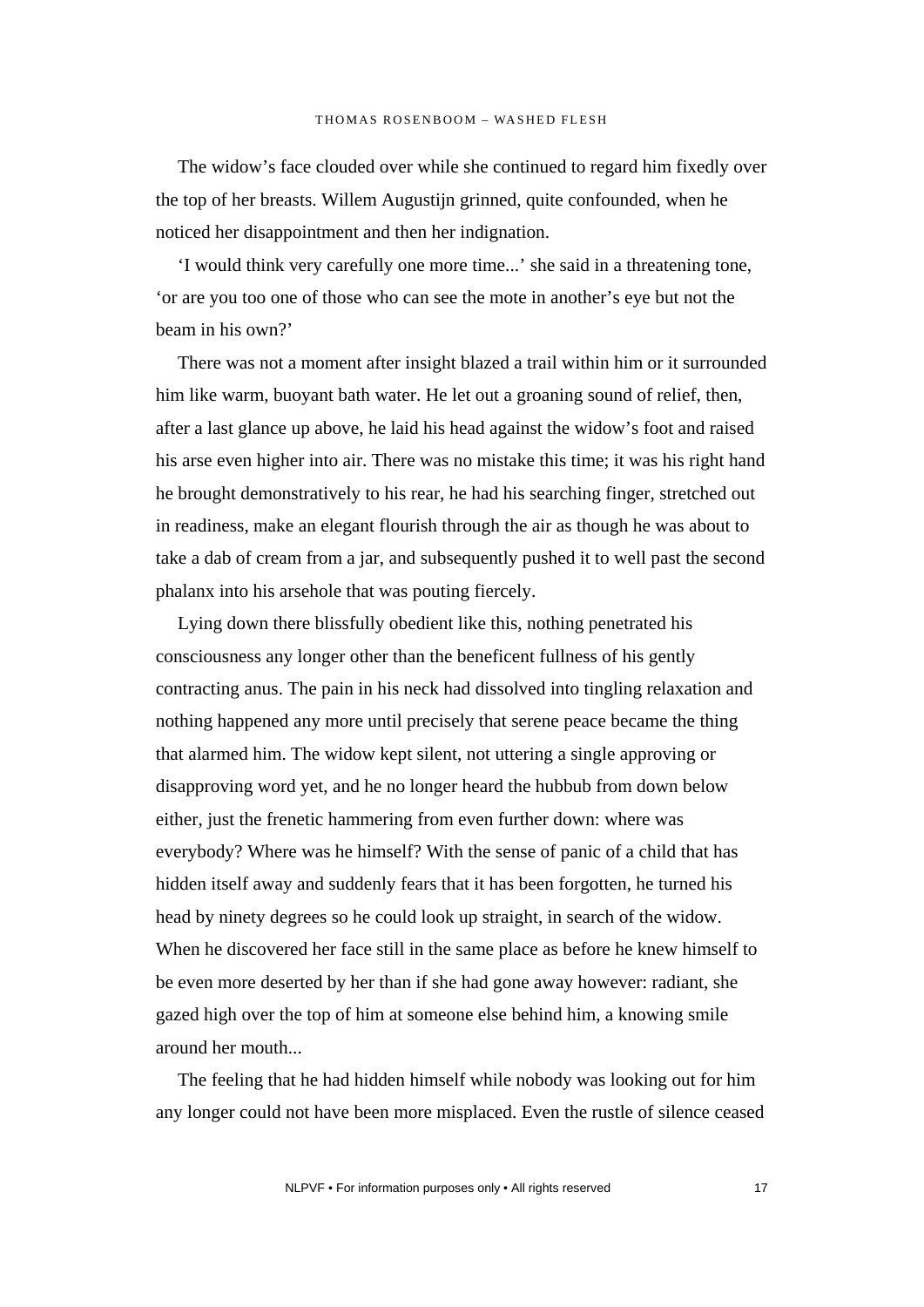The widow's face clouded over while she continued to regard him fixedly over the top of her breasts. Willem Augustijn grinned, quite confounded, when he noticed her disappointment and then her indignation.

'I would think very carefully one more time...' she said in a threatening tone, 'or are you too one of those who can see the mote in another's eye but not the beam in his own?'

There was not a moment after insight blazed a trail within him or it surrounded him like warm, buoyant bath water. He let out a groaning sound of relief, then, after a last glance up above, he laid his head against the widow's foot and raised his arse even higher into air. There was no mistake this time; it was his right hand he brought demonstratively to his rear, he had his searching finger, stretched out in readiness, make an elegant flourish through the air as though he was about to take a dab of cream from a jar, and subsequently pushed it to well past the second phalanx into his arsehole that was pouting fiercely.

Lying down there blissfully obedient like this, nothing penetrated his consciousness any longer other than the beneficent fullness of his gently contracting anus. The pain in his neck had dissolved into tingling relaxation and nothing happened any more until precisely that serene peace became the thing that alarmed him. The widow kept silent, not uttering a single approving or disapproving word yet, and he no longer heard the hubbub from down below either, just the frenetic hammering from even further down: where was everybody? Where was he himself? With the sense of panic of a child that has hidden itself away and suddenly fears that it has been forgotten, he turned his head by ninety degrees so he could look up straight, in search of the widow. When he discovered her face still in the same place as before he knew himself to be even more deserted by her than if she had gone away however: radiant, she gazed high over the top of him at someone else behind him, a knowing smile around her mouth...

The feeling that he had hidden himself while nobody was looking out for him any longer could not have been more misplaced. Even the rustle of silence ceased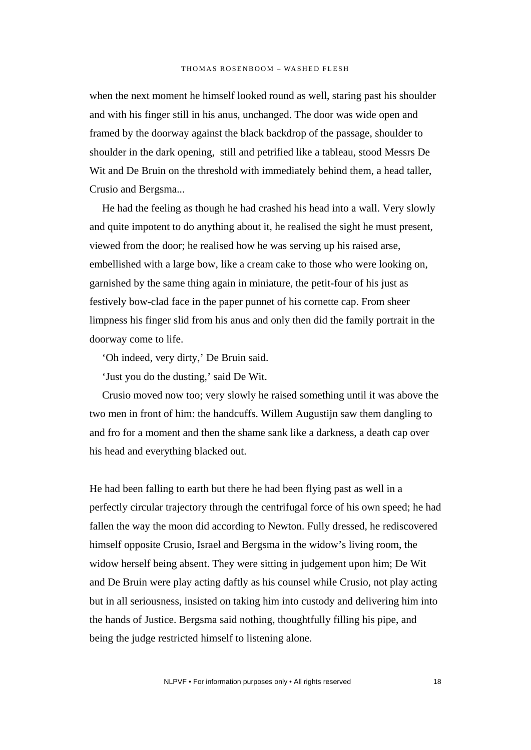when the next moment he himself looked round as well, staring past his shoulder and with his finger still in his anus, unchanged. The door was wide open and framed by the doorway against the black backdrop of the passage, shoulder to shoulder in the dark opening,  still and petrified like a tableau, stood Messrs De Wit and De Bruin on the threshold with immediately behind them, a head taller, Crusio and Bergsma...

He had the feeling as though he had crashed his head into a wall. Very slowly and quite impotent to do anything about it, he realised the sight he must present, viewed from the door; he realised how he was serving up his raised arse, embellished with a large bow, like a cream cake to those who were looking on, garnished by the same thing again in miniature, the petit-four of his just as festively bow-clad face in the paper punnet of his cornette cap. From sheer limpness his finger slid from his anus and only then did the family portrait in the doorway come to life.

'Oh indeed, very dirty,' De Bruin said.

'Just you do the dusting,' said De Wit.

Crusio moved now too; very slowly he raised something until it was above the two men in front of him: the handcuffs. Willem Augustijn saw them dangling to and fro for a moment and then the shame sank like a darkness, a death cap over his head and everything blacked out.

He had been falling to earth but there he had been flying past as well in a perfectly circular trajectory through the centrifugal force of his own speed; he had fallen the way the moon did according to Newton. Fully dressed, he rediscovered himself opposite Crusio, Israel and Bergsma in the widow's living room, the widow herself being absent. They were sitting in judgement upon him; De Wit and De Bruin were play acting daftly as his counsel while Crusio, not play acting but in all seriousness, insisted on taking him into custody and delivering him into the hands of Justice. Bergsma said nothing, thoughtfully filling his pipe, and being the judge restricted himself to listening alone.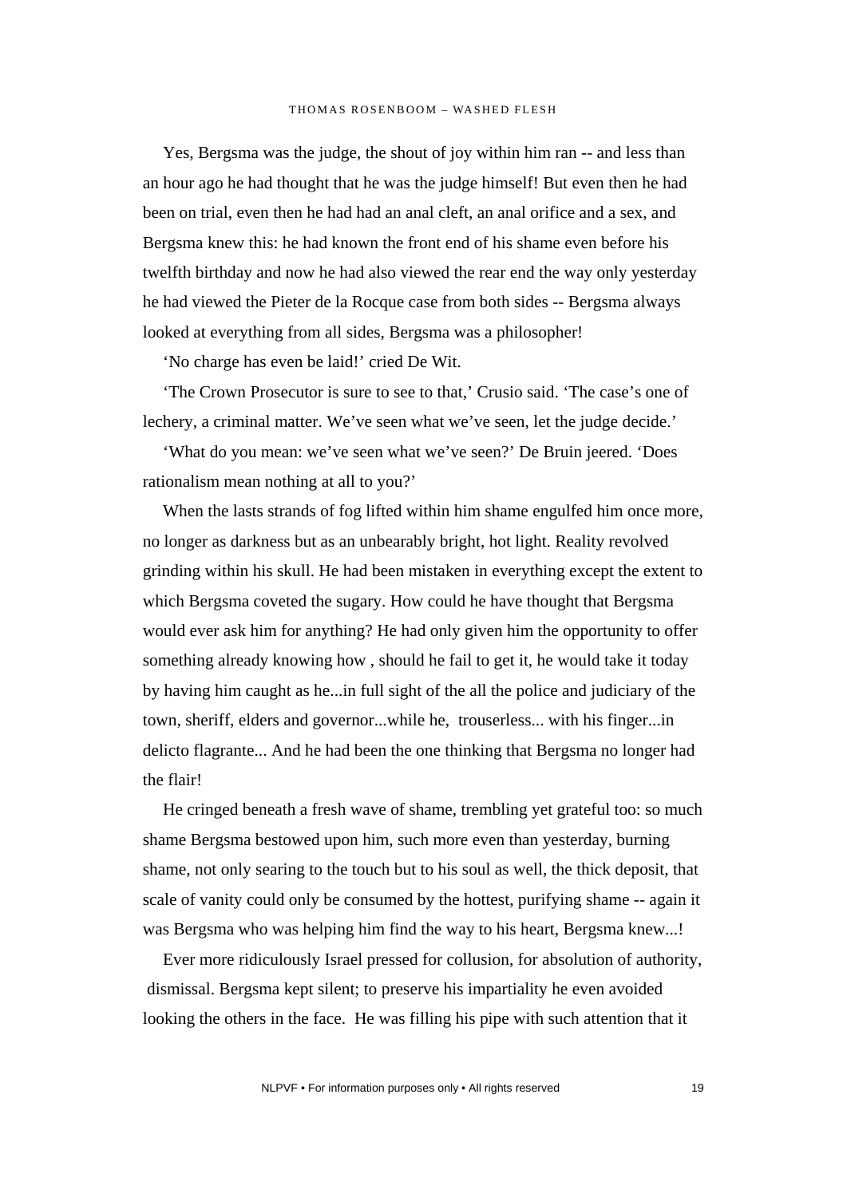Yes, Bergsma was the judge, the shout of joy within him ran -- and less than an hour ago he had thought that he was the judge himself! But even then he had been on trial, even then he had had an anal cleft, an anal orifice and a sex, and Bergsma knew this: he had known the front end of his shame even before his twelfth birthday and now he had also viewed the rear end the way only yesterday he had viewed the Pieter de la Rocque case from both sides -- Bergsma always looked at everything from all sides, Bergsma was a philosopher!

'No charge has even be laid!' cried De Wit.

'The Crown Prosecutor is sure to see to that,' Crusio said. 'The case's one of lechery, a criminal matter. We've seen what we've seen, let the judge decide.'

'What do you mean: we've seen what we've seen?' De Bruin jeered. 'Does rationalism mean nothing at all to you?'

When the lasts strands of fog lifted within him shame engulfed him once more, no longer as darkness but as an unbearably bright, hot light. Reality revolved grinding within his skull. He had been mistaken in everything except the extent to which Bergsma coveted the sugary. How could he have thought that Bergsma would ever ask him for anything? He had only given him the opportunity to offer something already knowing how , should he fail to get it, he would take it today by having him caught as he...in full sight of the all the police and judiciary of the town, sheriff, elders and governor...while he, trouserless... with his finger...in delicto flagrante... And he had been the one thinking that Bergsma no longer had the flair!

He cringed beneath a fresh wave of shame, trembling yet grateful too: so much shame Bergsma bestowed upon him, such more even than yesterday, burning shame, not only searing to the touch but to his soul as well, the thick deposit, that scale of vanity could only be consumed by the hottest, purifying shame -- again it was Bergsma who was helping him find the way to his heart, Bergsma knew...!

Ever more ridiculously Israel pressed for collusion, for absolution of authority, dismissal. Bergsma kept silent; to preserve his impartiality he even avoided looking the others in the face. He was filling his pipe with such attention that it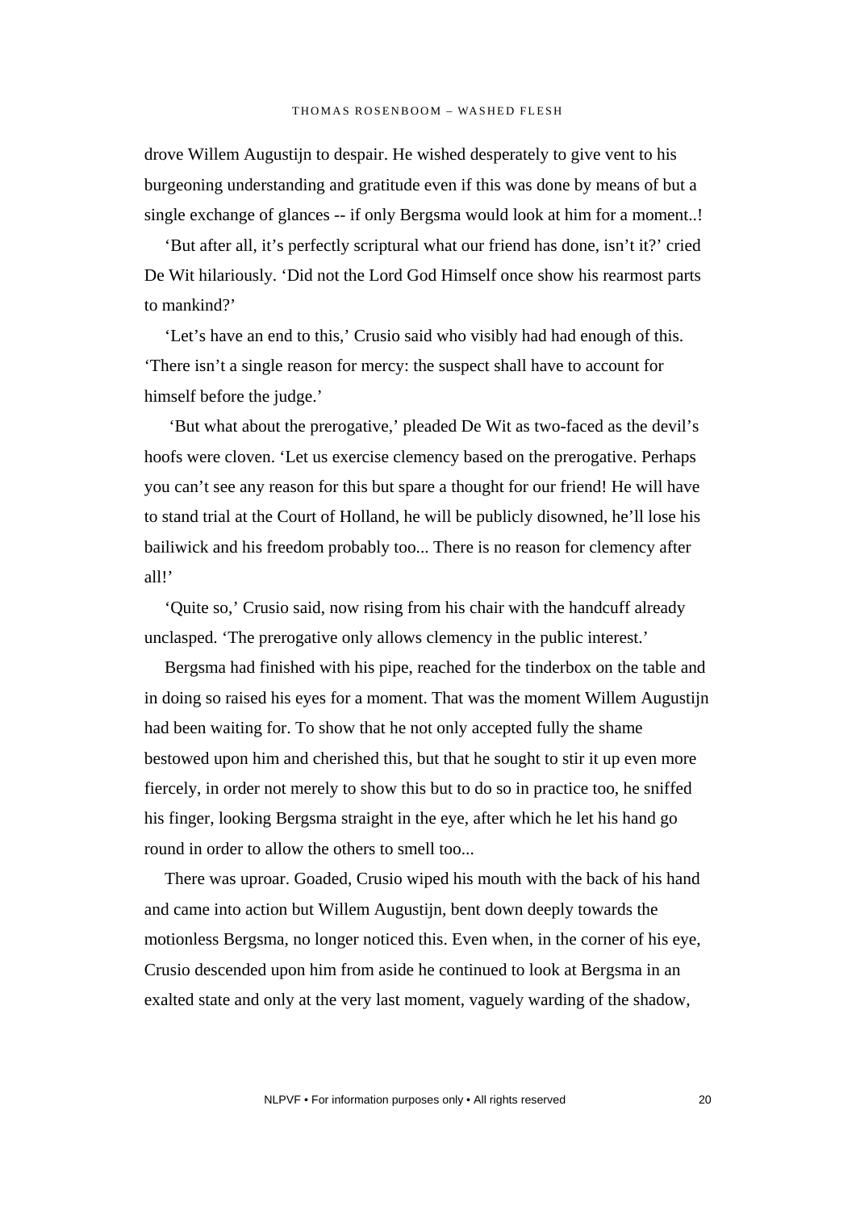drove Willem Augustijn to despair. He wished desperately to give vent to his burgeoning understanding and gratitude even if this was done by means of but a single exchange of glances -- if only Bergsma would look at him for a moment..!

'But after all, it's perfectly scriptural what our friend has done, isn't it?' cried De Wit hilariously. 'Did not the Lord God Himself once show his rearmost parts to mankind?'

'Let's have an end to this,' Crusio said who visibly had had enough of this. 'There isn't a single reason for mercy: the suspect shall have to account for himself before the judge.'

'But what about the prerogative,' pleaded De Wit as two-faced as the devil's hoofs were cloven. 'Let us exercise clemency based on the prerogative. Perhaps you can't see any reason for this but spare a thought for our friend! He will have to stand trial at the Court of Holland, he will be publicly disowned, he'll lose his bailiwick and his freedom probably too... There is no reason for clemency after all!'

'Quite so,' Crusio said, now rising from his chair with the handcuff already unclasped. 'The prerogative only allows clemency in the public interest.'

Bergsma had finished with his pipe, reached for the tinderbox on the table and in doing so raised his eyes for a moment. That was the moment Willem Augustijn had been waiting for. To show that he not only accepted fully the shame bestowed upon him and cherished this, but that he sought to stir it up even more fiercely, in order not merely to show this but to do so in practice too, he sniffed his finger, looking Bergsma straight in the eye, after which he let his hand go round in order to allow the others to smell too...

There was uproar. Goaded, Crusio wiped his mouth with the back of his hand and came into action but Willem Augustijn, bent down deeply towards the motionless Bergsma, no longer noticed this. Even when, in the corner of his eye, Crusio descended upon him from aside he continued to look at Bergsma in an exalted state and only at the very last moment, vaguely warding of the shadow,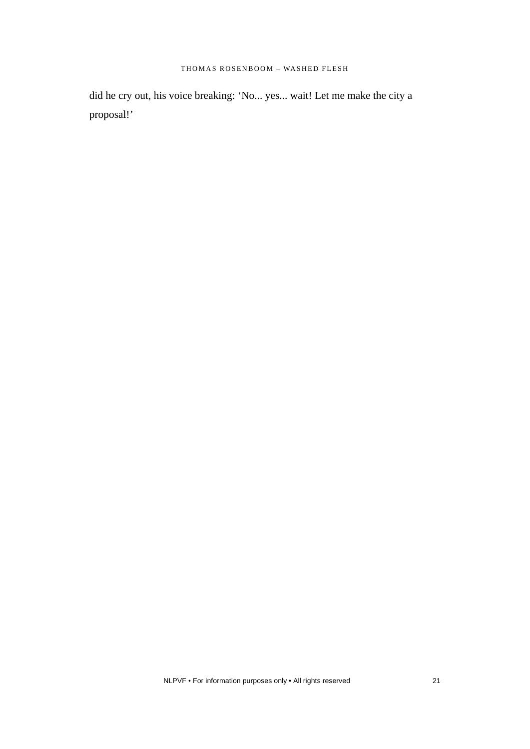did he cry out, his voice breaking: ‘No... yes... wait! Let me make the city a proposal!’